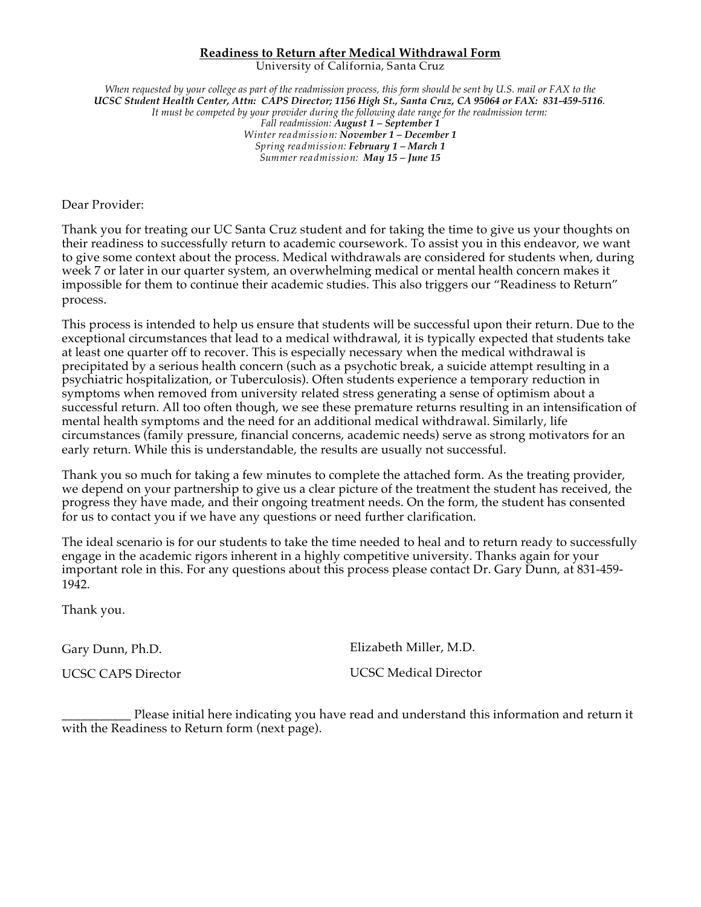**Readiness to Return after Medical Withdrawal Form**

University of California, Santa Cruz

*When requested by your college as part of the readmission process, this form should be sent by U.S. mail or FAX to the* ***UCSC Student Health Center, Attn: CAPS Director; 1156 High St., Santa Cruz, CA 95064 or FAX: 831-459-5116****.*
*It must be competed by your provider during the following date range for the readmission term:*
*Fall readmission:* ***August 1 – September 1***
*Winter readmission:* ***November 1 – December 1***
*Spring readmission:* ***February 1 – March 1***
*Summer readmission:* ***May 15 – June 15***

Dear Provider:

Thank you for treating our UC Santa Cruz student and for taking the time to give us your thoughts on their readiness to successfully return to academic coursework. To assist you in this endeavor, we want to give some context about the process. Medical withdrawals are considered for students when, during week 7 or later in our quarter system, an overwhelming medical or mental health concern makes it impossible for them to continue their academic studies. This also triggers our "Readiness to Return" process.

This process is intended to help us ensure that students will be successful upon their return. Due to the exceptional circumstances that lead to a medical withdrawal, it is typically expected that students take at least one quarter off to recover. This is especially necessary when the medical withdrawal is precipitated by a serious health concern (such as a psychotic break, a suicide attempt resulting in a psychiatric hospitalization, or Tuberculosis). Often students experience a temporary reduction in symptoms when removed from university related stress generating a sense of optimism about a successful return. All too often though, we see these premature returns resulting in an intensification of mental health symptoms and the need for an additional medical withdrawal. Similarly, life circumstances (family pressure, financial concerns, academic needs) serve as strong motivators for an early return. While this is understandable, the results are usually not successful.

Thank you so much for taking a few minutes to complete the attached form. As the treating provider, we depend on your partnership to give us a clear picture of the treatment the student has received, the progress they have made, and their ongoing treatment needs. On the form, the student has consented for us to contact you if we have any questions or need further clarification.

The ideal scenario is for our students to take the time needed to heal and to return ready to successfully engage in the academic rigors inherent in a highly competitive university. Thanks again for your important role in this. For any questions about this process please contact Dr. Gary Dunn, at 831-459-1942.

Thank you.

Gary Dunn, Ph.D.
UCSC CAPS Director

Elizabeth Miller, M.D.
UCSC Medical Director

___________ Please initial here indicating you have read and understand this information and return it with the Readiness to Return form (next page).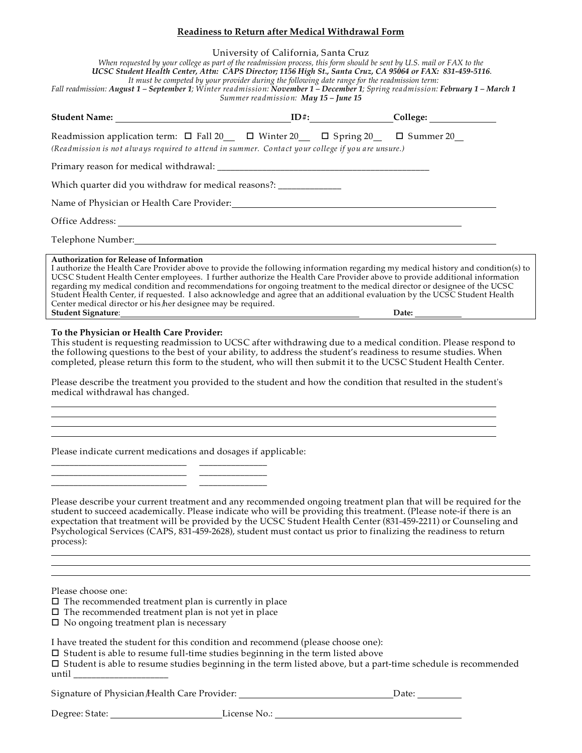**Readiness to Return after Medical Withdrawal Form**

University of California, Santa Cruz

*When requested by your college as part of the readmission process, this form should be sent by U.S. mail or FAX to the* ***UCSC Student Health Center, Attn: CAPS Director; 1156 High St., Santa Cruz, CA 95064 or FAX: 831-459-5116****.*
*It must be competed by your provider during the following date range for the readmission term:*
*Fall readmission:* ***August 1 – September 1****; Winter readmission:* ***November 1 – December 1****; Spring readmission:* ***February 1 – March 1***
*Summer readmission:* ***May 15 – June 15***

**Student Name:** ______________________ **ID#:** ______________ **College:** ____________

Readmission application term: ☐ Fall 20__ ☐ Winter 20__ ☐ Spring 20__ ☐ Summer 20__
*(Readmission is not always required to attend in summer. Contact your college if you are unsure.)*

Primary reason for medical withdrawal: ______________________________

Which quarter did you withdraw for medical reasons?: ____________

Name of Physician or Health Care Provider: ______________________________

Office Address: ______________________________

Telephone Number: ______________________________

**Authorization for Release of Information**
I authorize the Health Care Provider above to provide the following information regarding my medical history and condition(s) to UCSC Student Health Center employees. I further authorize the Health Care Provider above to provide additional information regarding my medical condition and recommendations for ongoing treatment to the medical director or designee of the UCSC Student Health Center, if requested. I also acknowledge and agree that an additional evaluation by the UCSC Student Health Center medical director or his/her designee may be required.
**Student Signature**: ______________________________ **Date:** __________

**To the Physician or Health Care Provider:**
This student is requesting readmission to UCSC after withdrawing due to a medical condition. Please respond to the following questions to the best of your ability, to address the student's readiness to resume studies. When completed, please return this form to the student, who will then submit it to the UCSC Student Health Center.

Please describe the treatment you provided to the student and how the condition that resulted in the student's medical withdrawal has changed.

______________________________
______________________________
______________________________
______________________________

Please indicate current medications and dosages if applicable:

______________________________ ______________
______________________________ ______________
______________________________ ______________

Please describe your current treatment and any recommended ongoing treatment plan that will be required for the student to succeed academically. Please indicate who will be providing this treatment. (Please note-if there is an expectation that treatment will be provided by the UCSC Student Health Center (831-459-2211) or Counseling and Psychological Services (CAPS, 831-459-2628), student must contact us prior to finalizing the readiness to return process):

______________________________
______________________________
______________________________

Please choose one:
☐ The recommended treatment plan is currently in place
☐ The recommended treatment plan is not yet in place
☐ No ongoing treatment plan is necessary

I have treated the student for this condition and recommend (please choose one):
☐ Student is able to resume full-time studies beginning in the term listed above
☐ Student is able to resume studies beginning in the term listed above, but a part-time schedule is recommended until ________________

Signature of Physician/Health Care Provider: ______________________ Date: ________

Degree: State: ________________ License No.: ______________________